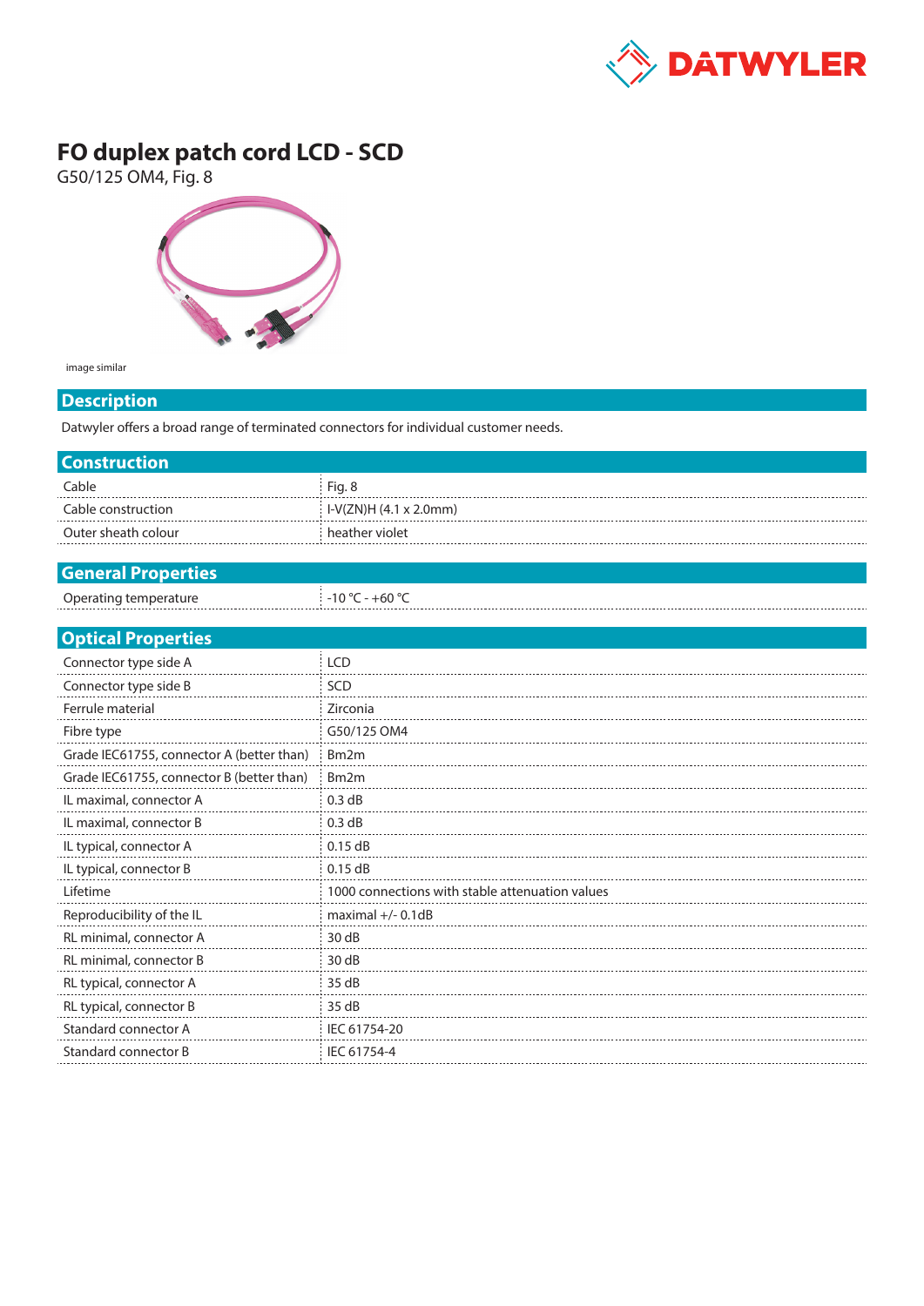# FO duplex patch cord LCD - SCD

G50/125 OM4, Fig. 8

image similar

## Description

Datwyler offers a broad range of terminated connectors for individual customer needs.

## Construction

| | |
|---|---|
| Cable | Fig. 8 |
| Cable construction | I-V(ZN)H (4.1 x 2.0mm) |
| Outer sheath colour | heather violet |

## General Properties

| | |
|---|---|
| Operating temperature | -10 °C - +60 °C |

## Optical Properties

| | |
|---|---|
| Connector type side A | LCD |
| Connector type side B | SCD |
| Ferrule material | Zirconia |
| Fibre type | G50/125 OM4 |
| Grade IEC61755, connector A (better than) | Bm2m |
| Grade IEC61755, connector B (better than) | Bm2m |
| IL maximal, connector A | 0.3 dB |
| IL maximal, connector B | 0.3 dB |
| IL typical, connector A | 0.15 dB |
| IL typical, connector B | 0.15 dB |
| Lifetime | 1000 connections with stable attenuation values |
| Reproducibility of the IL | maximal +/- 0.1dB |
| RL minimal, connector A | 30 dB |
| RL minimal, connector B | 30 dB |
| RL typical, connector A | 35 dB |
| RL typical, connector B | 35 dB |
| Standard connector A | IEC 61754-20 |
| Standard connector B | IEC 61754-4 |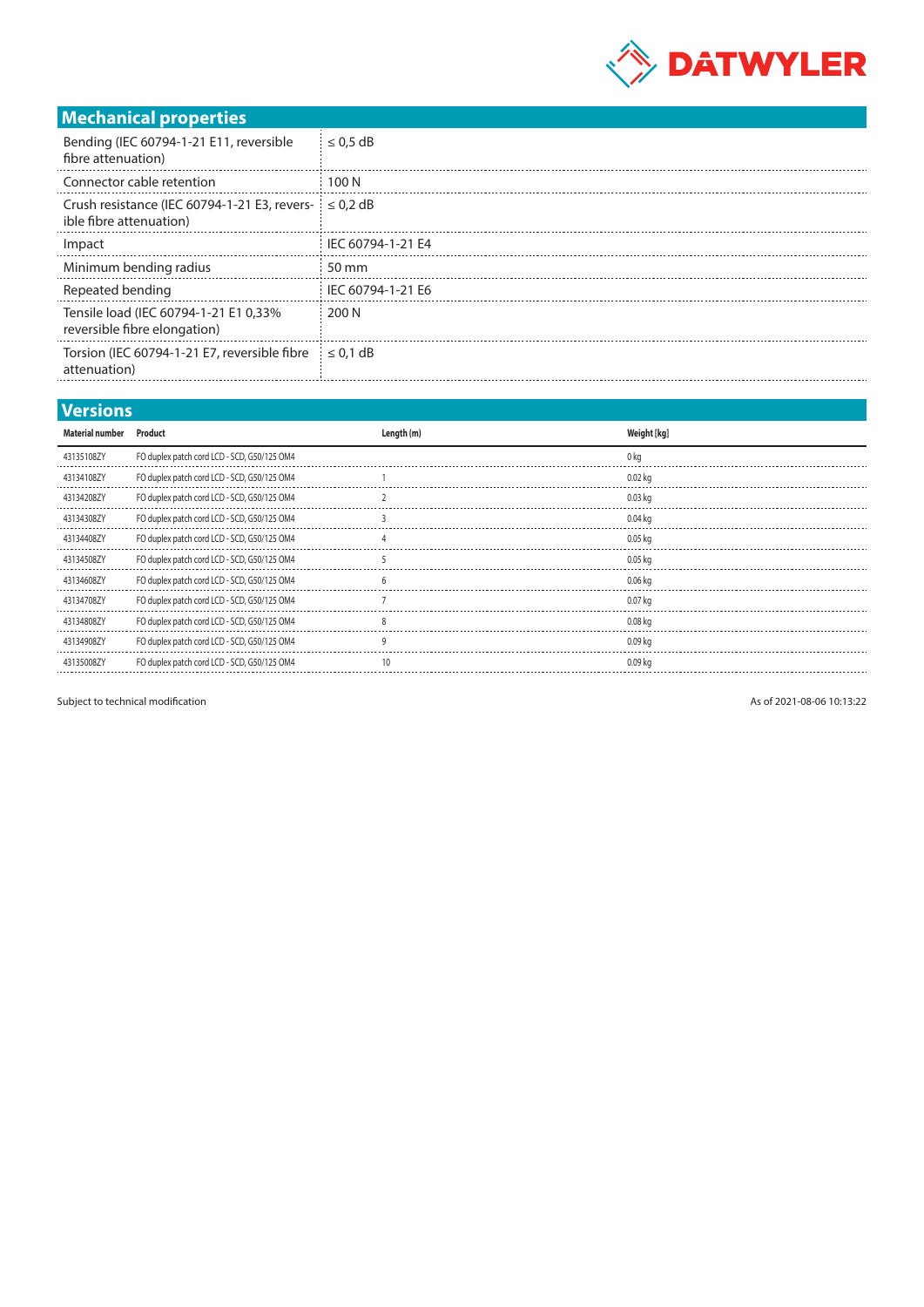## Mechanical properties

| | |
|---|---|
| Bending (IEC 60794-1-21 E11, reversible fibre attenuation) | ≤ 0,5 dB |
| Connector cable retention | 100 N |
| Crush resistance (IEC 60794-1-21 E3, reversible fibre attenuation) | ≤ 0,2 dB |
| Impact | IEC 60794-1-21 E4 |
| Minimum bending radius | 50 mm |
| Repeated bending | IEC 60794-1-21 E6 |
| Tensile load (IEC 60794-1-21 E1 0,33% reversible fibre elongation) | 200 N |
| Torsion (IEC 60794-1-21 E7, reversible fibre attenuation) | ≤ 0,1 dB |

## Versions

| Material number | Product | Length (m) | Weight [kg] |
|---|---|---|---|
| 43135108ZY | FO duplex patch cord LCD - SCD, G50/125 OM4 | | 0 kg |
| 43134108ZY | FO duplex patch cord LCD - SCD, G50/125 OM4 | 1 | 0.02 kg |
| 43134208ZY | FO duplex patch cord LCD - SCD, G50/125 OM4 | 2 | 0.03 kg |
| 43134308ZY | FO duplex patch cord LCD - SCD, G50/125 OM4 | 3 | 0.04 kg |
| 43134408ZY | FO duplex patch cord LCD - SCD, G50/125 OM4 | 4 | 0.05 kg |
| 43134508ZY | FO duplex patch cord LCD - SCD, G50/125 OM4 | 5 | 0.05 kg |
| 43134608ZY | FO duplex patch cord LCD - SCD, G50/125 OM4 | 6 | 0.06 kg |
| 43134708ZY | FO duplex patch cord LCD - SCD, G50/125 OM4 | 7 | 0.07 kg |
| 43134808ZY | FO duplex patch cord LCD - SCD, G50/125 OM4 | 8 | 0.08 kg |
| 43134908ZY | FO duplex patch cord LCD - SCD, G50/125 OM4 | 9 | 0.09 kg |
| 43135008ZY | FO duplex patch cord LCD - SCD, G50/125 OM4 | 10 | 0.09 kg |

Subject to technical modification

As of 2021-08-06 10:13:22